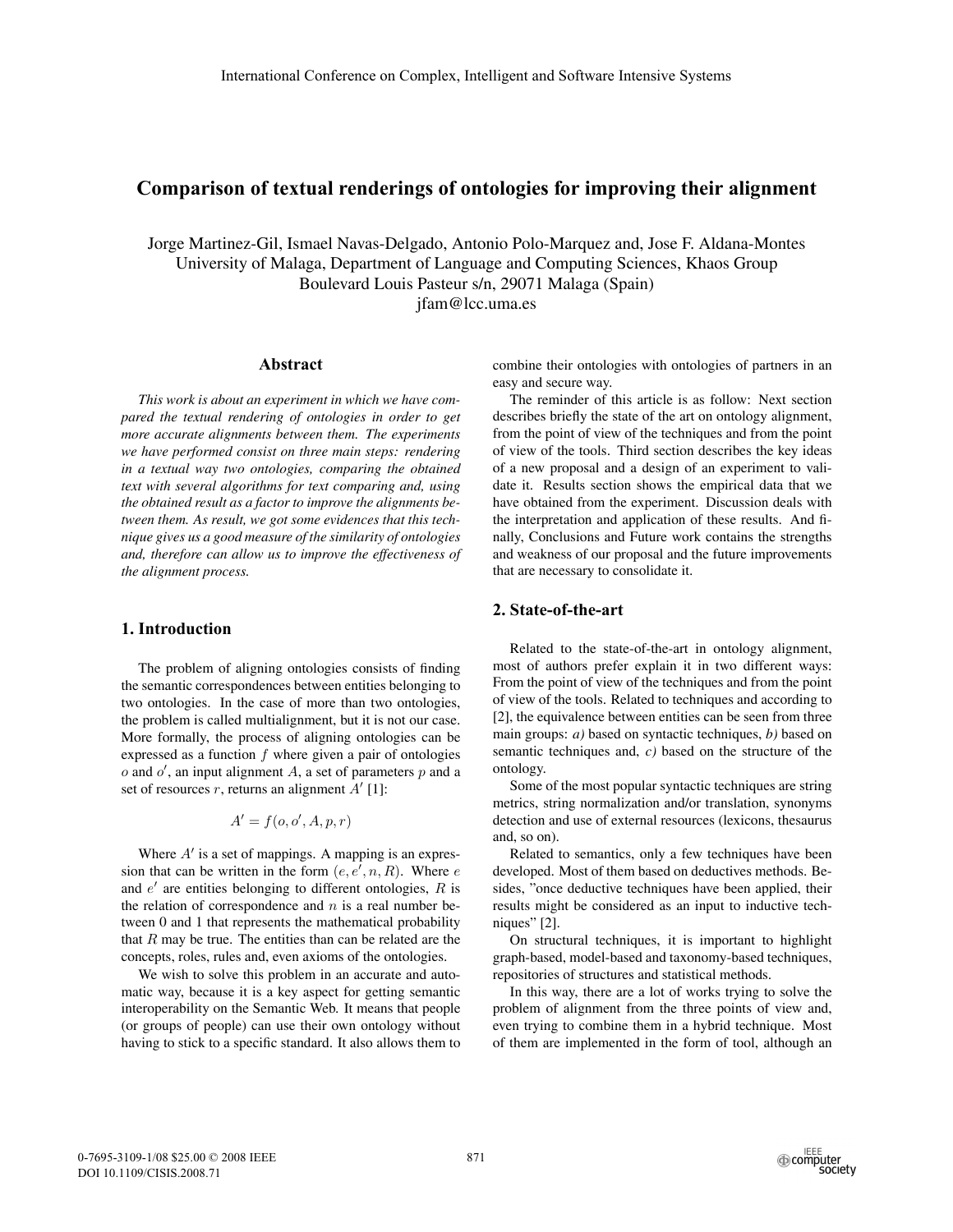# Comparison of textual renderings of ontologies for improving their alignment

Jorge Martinez-Gil, Ismael Navas-Delgado, Antonio Polo-Marquez and, Jose F. Aldana-Montes
University of Malaga, Department of Language and Computing Sciences, Khaos Group
Boulevard Louis Pasteur s/n, 29071 Malaga (Spain)
jfam@lcc.uma.es

## Abstract

*This work is about an experiment in which we have compared the textual rendering of ontologies in order to get more accurate alignments between them. The experiments we have performed consist on three main steps: rendering in a textual way two ontologies, comparing the obtained text with several algorithms for text comparing and, using the obtained result as a factor to improve the alignments between them. As result, we got some evidences that this technique gives us a good measure of the similarity of ontologies and, therefore can allow us to improve the effectiveness of the alignment process.*

## 1. Introduction

The problem of aligning ontologies consists of finding the semantic correspondences between entities belonging to two ontologies. In the case of more than two ontologies, the problem is called multialignment, but it is not our case. More formally, the process of aligning ontologies can be expressed as a function $f$ where given a pair of ontologies $o$ and $o'$, an input alignment $A$, a set of parameters $p$ and a set of resources $r$, returns an alignment $A'$ [1]:

$$A' = f(o, o', A, p, r)$$

Where $A'$ is a set of mappings. A mapping is an expression that can be written in the form $(e, e', n, R)$. Where $e$ and $e'$ are entities belonging to different ontologies, $R$ is the relation of correspondence and $n$ is a real number between 0 and 1 that represents the mathematical probability that $R$ may be true. The entities than can be related are the concepts, roles, rules and, even axioms of the ontologies.

We wish to solve this problem in an accurate and automatic way, because it is a key aspect for getting semantic interoperability on the Semantic Web. It means that people (or groups of people) can use their own ontology without having to stick to a specific standard. It also allows them to combine their ontologies with ontologies of partners in an easy and secure way.

The reminder of this article is as follow: Next section describes briefly the state of the art on ontology alignment, from the point of view of the techniques and from the point of view of the tools. Third section describes the key ideas of a new proposal and a design of an experiment to validate it. Results section shows the empirical data that we have obtained from the experiment. Discussion deals with the interpretation and application of these results. And finally, Conclusions and Future work contains the strengths and weakness of our proposal and the future improvements that are necessary to consolidate it.

## 2. State-of-the-art

Related to the state-of-the-art in ontology alignment, most of authors prefer explain it in two different ways: From the point of view of the techniques and from the point of view of the tools. Related to techniques and according to [2], the equivalence between entities can be seen from three main groups: *a)* based on syntactic techniques, *b)* based on semantic techniques and, *c)* based on the structure of the ontology.

Some of the most popular syntactic techniques are string metrics, string normalization and/or translation, synonyms detection and use of external resources (lexicons, thesaurus and, so on).

Related to semantics, only a few techniques have been developed. Most of them based on deductives methods. Besides, "once deductive techniques have been applied, their results might be considered as an input to inductive techniques" [2].

On structural techniques, it is important to highlight graph-based, model-based and taxonomy-based techniques, repositories of structures and statistical methods.

In this way, there are a lot of works trying to solve the problem of alignment from the three points of view and, even trying to combine them in a hybrid technique. Most of them are implemented in the form of tool, although an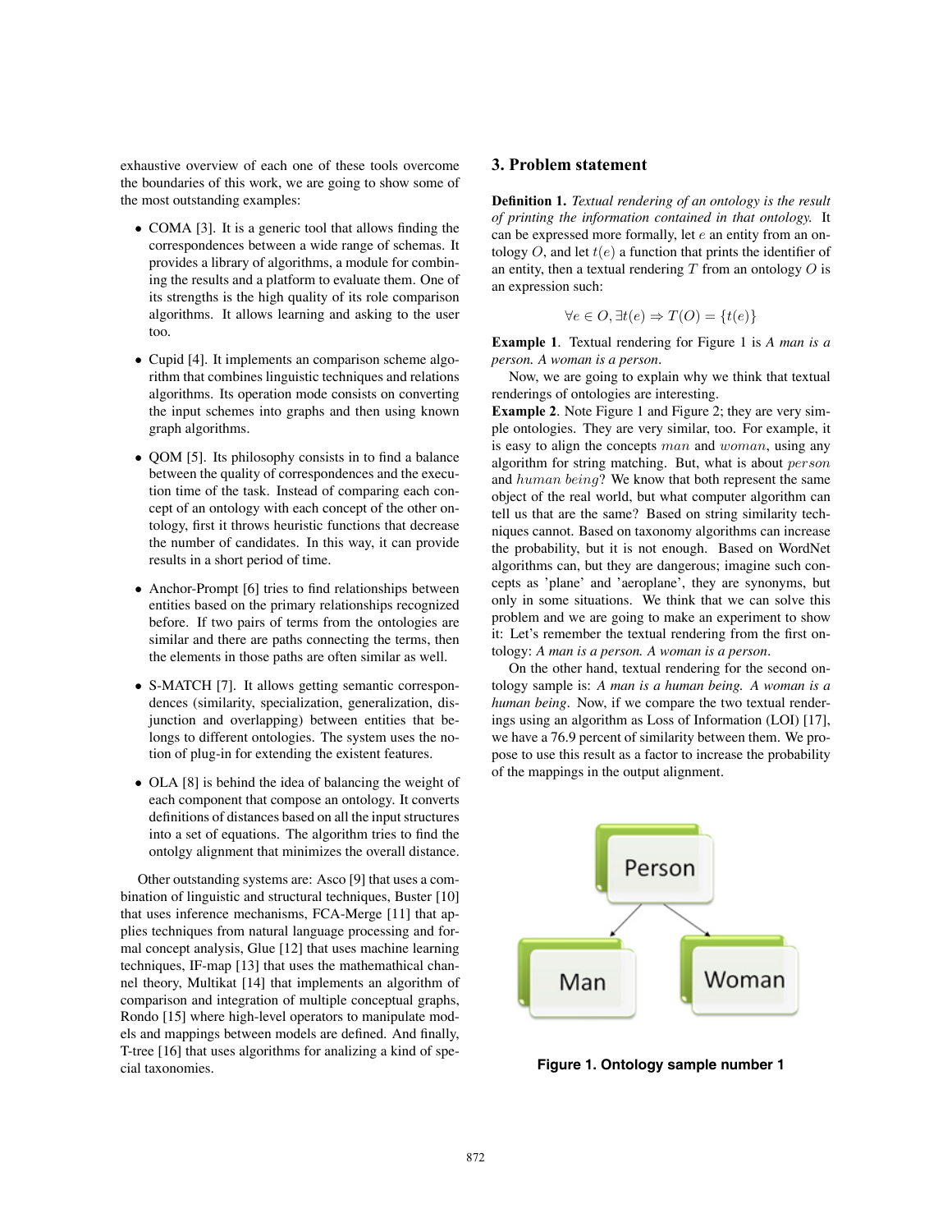exhaustive overview of each one of these tools overcome the boundaries of this work, we are going to show some of the most outstanding examples:

- COMA [3]. It is a generic tool that allows finding the correspondences between a wide range of schemas. It provides a library of algorithms, a module for combining the results and a platform to evaluate them. One of its strengths is the high quality of its role comparison algorithms. It allows learning and asking to the user too.
- Cupid [4]. It implements an comparison scheme algorithm that combines linguistic techniques and relations algorithms. Its operation mode consists on converting the input schemes into graphs and then using known graph algorithms.
- QOM [5]. Its philosophy consists in to find a balance between the quality of correspondences and the execution time of the task. Instead of comparing each concept of an ontology with each concept of the other ontology, first it throws heuristic functions that decrease the number of candidates. In this way, it can provide results in a short period of time.
- Anchor-Prompt [6] tries to find relationships between entities based on the primary relationships recognized before. If two pairs of terms from the ontologies are similar and there are paths connecting the terms, then the elements in those paths are often similar as well.
- S-MATCH [7]. It allows getting semantic correspondences (similarity, specialization, generalization, disjunction and overlapping) between entities that belongs to different ontologies. The system uses the notion of plug-in for extending the existent features.
- OLA [8] is behind the idea of balancing the weight of each component that compose an ontology. It converts definitions of distances based on all the input structures into a set of equations. The algorithm tries to find the ontolgy alignment that minimizes the overall distance.

Other outstanding systems are: Asco [9] that uses a combination of linguistic and structural techniques, Buster [10] that uses inference mechanisms, FCA-Merge [11] that applies techniques from natural language processing and formal concept analysis, Glue [12] that uses machine learning techniques, IF-map [13] that uses the mathemathical channel theory, Multikat [14] that implements an algorithm of comparison and integration of multiple conceptual graphs, Rondo [15] where high-level operators to manipulate models and mappings between models are defined. And finally, T-tree [16] that uses algorithms for analizing a kind of special taxonomies.

## 3. Problem statement

**Definition 1.** *Textual rendering of an ontology is the result of printing the information contained in that ontology.* It can be expressed more formally, let $e$ an entity from an ontology $O$, and let $t(e)$ a function that prints the identifier of an entity, then a textual rendering $T$ from an ontology $O$ is an expression such:

$$\forall e \in O, \exists t(e) \Rightarrow T(O) = \{t(e)\}$$

**Example 1**. Textual rendering for Figure 1 is *A man is a person. A woman is a person*.

Now, we are going to explain why we think that textual renderings of ontologies are interesting.

**Example 2**. Note Figure 1 and Figure 2; they are very simple ontologies. They are very similar, too. For example, it is easy to align the concepts $man$ and $woman$, using any algorithm for string matching. But, what is about $person$ and $human\ being$? We know that both represent the same object of the real world, but what computer algorithm can tell us that are the same? Based on string similarity techniques cannot. Based on taxonomy algorithms can increase the probability, but it is not enough. Based on WordNet algorithms can, but they are dangerous; imagine such concepts as 'plane' and 'aeroplane', they are synonyms, but only in some situations. We think that we can solve this problem and we are going to make an experiment to show it: Let's remember the textual rendering from the first ontology: *A man is a person. A woman is a person*.

On the other hand, textual rendering for the second ontology sample is: *A man is a human being. A woman is a human being*. Now, if we compare the two textual renderings using an algorithm as Loss of Information (LOI) [17], we have a 76.9 percent of similarity between them. We propose to use this result as a factor to increase the probability of the mappings in the output alignment.

**Figure 1. Ontology sample number 1**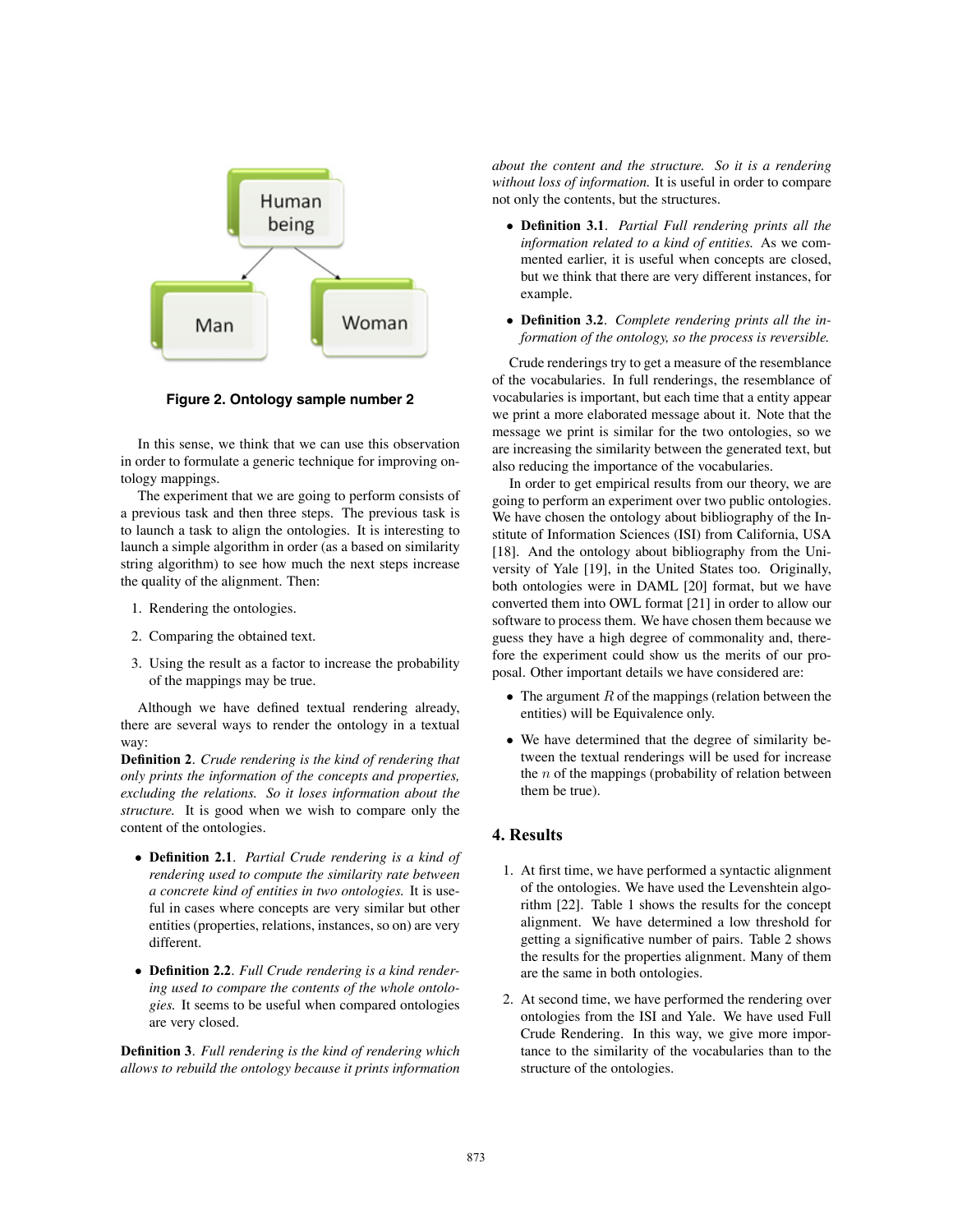Figure 2. Ontology sample number 2

In this sense, we think that we can use this observation in order to formulate a generic technique for improving ontology mappings.

The experiment that we are going to perform consists of a previous task and then three steps. The previous task is to launch a task to align the ontologies. It is interesting to launch a simple algorithm in order (as a based on similarity string algorithm) to see how much the next steps increase the quality of the alignment. Then:

1. Rendering the ontologies.
2. Comparing the obtained text.
3. Using the result as a factor to increase the probability of the mappings may be true.

Although we have defined textual rendering already, there are several ways to render the ontology in a textual way:

**Definition 2**. *Crude rendering is the kind of rendering that only prints the information of the concepts and properties, excluding the relations. So it loses information about the structure.* It is good when we wish to compare only the content of the ontologies.

- **Definition 2.1**. *Partial Crude rendering is a kind of rendering used to compute the similarity rate between a concrete kind of entities in two ontologies.* It is useful in cases where concepts are very similar but other entities (properties, relations, instances, so on) are very different.
- **Definition 2.2**. *Full Crude rendering is a kind rendering used to compare the contents of the whole ontologies.* It seems to be useful when compared ontologies are very closed.

**Definition 3**. *Full rendering is the kind of rendering which allows to rebuild the ontology because it prints information about the content and the structure. So it is a rendering without loss of information.* It is useful in order to compare not only the contents, but the structures.

- **Definition 3.1**. *Partial Full rendering prints all the information related to a kind of entities.* As we commented earlier, it is useful when concepts are closed, but we think that there are very different instances, for example.
- **Definition 3.2**. *Complete rendering prints all the information of the ontology, so the process is reversible.*

Crude renderings try to get a measure of the resemblance of the vocabularies. In full renderings, the resemblance of vocabularies is important, but each time that a entity appear we print a more elaborated message about it. Note that the message we print is similar for the two ontologies, so we are increasing the similarity between the generated text, but also reducing the importance of the vocabularies.

In order to get empirical results from our theory, we are going to perform an experiment over two public ontologies. We have chosen the ontology about bibliography of the Institute of Information Sciences (ISI) from California, USA [18]. And the ontology about bibliography from the University of Yale [19], in the United States too. Originally, both ontologies were in DAML [20] format, but we have converted them into OWL format [21] in order to allow our software to process them. We have chosen them because we guess they have a high degree of commonality and, therefore the experiment could show us the merits of our proposal. Other important details we have considered are:

- The argument $R$ of the mappings (relation between the entities) will be Equivalence only.
- We have determined that the degree of similarity between the textual renderings will be used for increase the $n$ of the mappings (probability of relation between them be true).

## 4. Results

1. At first time, we have performed a syntactic alignment of the ontologies. We have used the Levenshtein algorithm [22]. Table 1 shows the results for the concept alignment. We have determined a low threshold for getting a significative number of pairs. Table 2 shows the results for the properties alignment. Many of them are the same in both ontologies.
2. At second time, we have performed the rendering over ontologies from the ISI and Yale. We have used Full Crude Rendering. In this way, we give more importance to the similarity of the vocabularies than to the structure of the ontologies.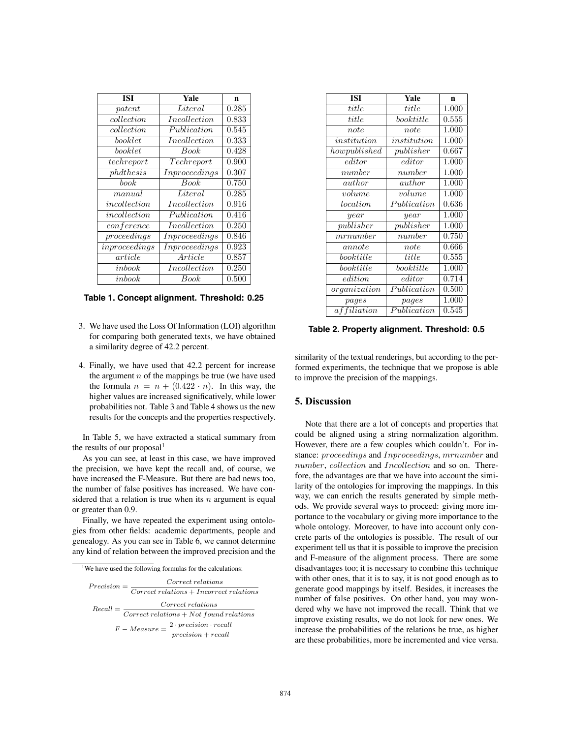| ISI | Yale | n |
|---|---|---|
| $patent$ | $Literal$ | 0.285 |
| $collection$ | $Incollection$ | 0.833 |
| $collection$ | $Publication$ | 0.545 |
| $booklet$ | $Incollection$ | 0.333 |
| $booklet$ | $Book$ | 0.428 |
| $techreport$ | $Techreport$ | 0.900 |
| $phdthesis$ | $Inproceedings$ | 0.307 |
| $book$ | $Book$ | 0.750 |
| $manual$ | $Literal$ | 0.285 |
| $incollection$ | $Incollection$ | 0.916 |
| $incollection$ | $Publication$ | 0.416 |
| $conference$ | $Incollection$ | 0.250 |
| $proceedings$ | $Inproceedings$ | 0.846 |
| $inproceedings$ | $Inproceedings$ | 0.923 |
| $article$ | $Article$ | 0.857 |
| $inbook$ | $Incollection$ | 0.250 |
| $inbook$ | $Book$ | 0.500 |

**Table 1. Concept alignment. Threshold: 0.25**

3. We have used the Loss Of Information (LOI) algorithm for comparing both generated texts, we have obtained a similarity degree of 42.2 percent.

4. Finally, we have used that 42.2 percent for increase the argument $n$ of the mappings be true (we have used the formula $n = n + (0.422 \cdot n)$. In this way, the higher values are increased significatively, while lower probabilities not. Table 3 and Table 4 shows us the new results for the concepts and the properties respectively.

In Table 5, we have extracted a statical summary from the results of our proposal[1]

As you can see, at least in this case, we have improved the precision, we have kept the recall and, of course, we have increased the F-Measure. But there are bad news too, the number of false positives has increased. We have considered that a relation is true when its $n$ argument is equal or greater than 0.9.

Finally, we have repeated the experiment using ontologies from other fields: academic departments, people and genealogy. As you can see in Table 6, we cannot determine any kind of relation between the improved precision and the similarity of the textual renderings, but according to the performed experiments, the technique that we propose is able to improve the precision of the mappings.

[1] We have used the following formulas for the calculations:

$$Precision = \frac{Correct\ relations}{Correct\ relations + Incorrect\ relations}$$

$$Recall = \frac{Correct\ relations}{Correct\ relations + Not\ found\ relations}$$

$$F-Measure = \frac{2 \cdot precision \cdot recall}{precision + recall}$$

| ISI | Yale | n |
|---|---|---|
| $title$ | $title$ | 1.000 |
| $title$ | $booktitle$ | 0.555 |
| $note$ | $note$ | 1.000 |
| $institution$ | $institution$ | 1.000 |
| $howpublished$ | $publisher$ | 0.667 |
| $editor$ | $editor$ | 1.000 |
| $number$ | $number$ | 1.000 |
| $author$ | $author$ | 1.000 |
| $volume$ | $volume$ | 1.000 |
| $location$ | $Publication$ | 0.636 |
| $year$ | $year$ | 1.000 |
| $publisher$ | $publisher$ | 1.000 |
| $mrnumber$ | $number$ | 0.750 |
| $annote$ | $note$ | 0.666 |
| $booktitle$ | $title$ | 0.555 |
| $booktitle$ | $booktitle$ | 1.000 |
| $edition$ | $editor$ | 0.714 |
| $organization$ | $Publication$ | 0.500 |
| $pages$ | $pages$ | 1.000 |
| $affiliation$ | $Publication$ | 0.545 |

**Table 2. Property alignment. Threshold: 0.5**

## 5. Discussion

Note that there are a lot of concepts and properties that could be aligned using a string normalization algorithm. However, there are a few couples which couldn't. For instance: $proceedings$ and $Inproceedings$, $mrnumber$ and $number$, $collection$ and $Incollection$ and so on. Therefore, the advantages are that we have into account the similarity of the ontologies for improving the mappings. In this way, we can enrich the results generated by simple methods. We provide several ways to proceed: giving more importance to the vocabulary or giving more importance to the whole ontology. Moreover, to have into account only concrete parts of the ontologies is possible. The result of our experiment tell us that it is possible to improve the precision and F-measure of the alignment process. There are some disadvantages too; it is necessary to combine this technique with other ones, that it is to say, it is not good enough as to generate good mappings by itself. Besides, it increases the number of false positives. On other hand, you may wondered why we have not improved the recall. Think that we improve existing results, we do not look for new ones. We increase the probabilities of the relations be true, as higher are these probabilities, more be incremented and vice versa.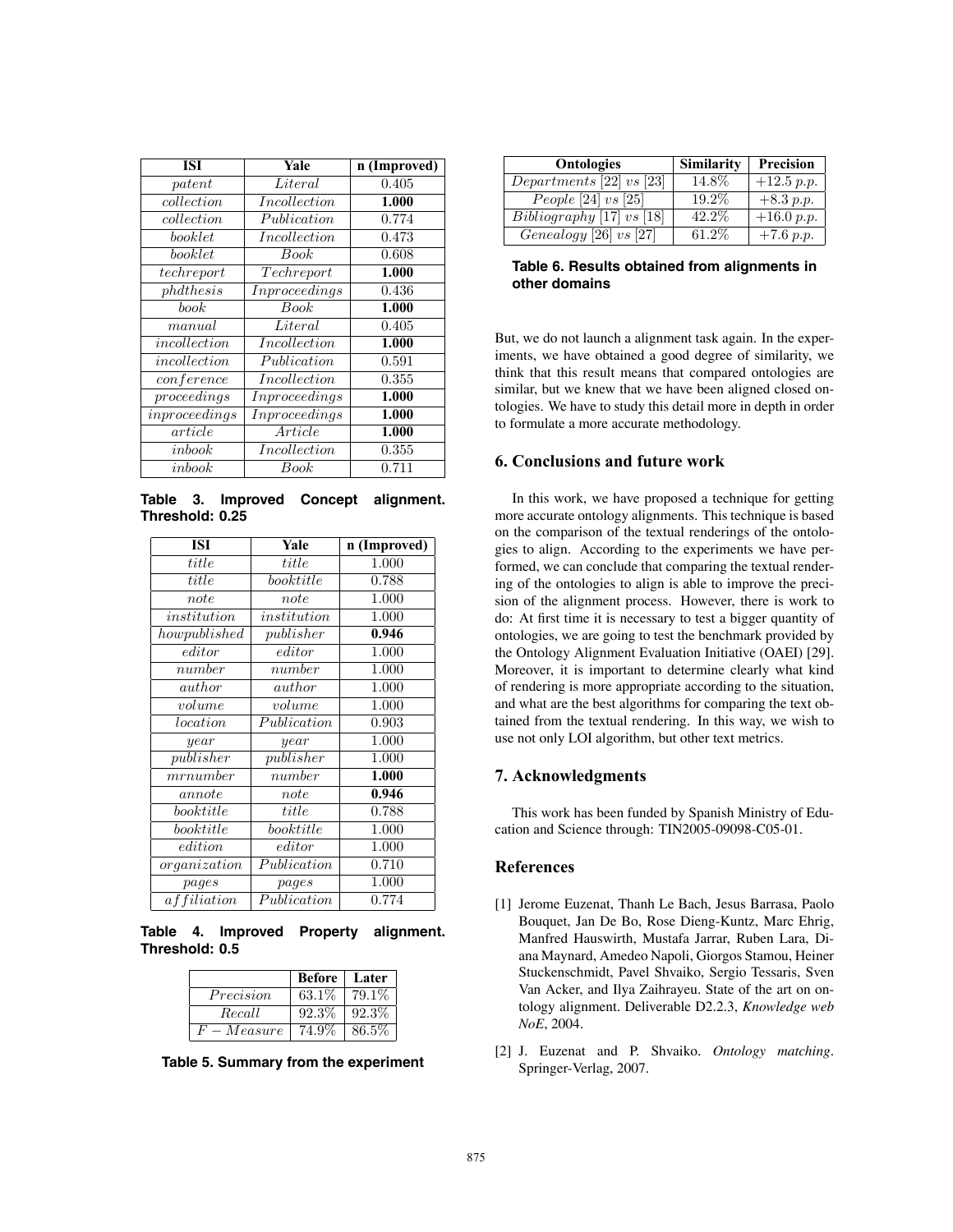| ISI | Yale | n (Improved) |
|---|---|---|
| $patent$ | $Literal$ | 0.405 |
| $collection$ | $Incollection$ | **1.000** |
| $collection$ | $Publication$ | 0.774 |
| $booklet$ | $Incollection$ | 0.473 |
| $booklet$ | $Book$ | 0.608 |
| $techreport$ | $Techreport$ | **1.000** |
| $phdthesis$ | $Inproceedings$ | 0.436 |
| $book$ | $Book$ | **1.000** |
| $manual$ | $Literal$ | 0.405 |
| $incollection$ | $Incollection$ | **1.000** |
| $incollection$ | $Publication$ | 0.591 |
| $conference$ | $Incollection$ | 0.355 |
| $proceedings$ | $Inproceedings$ | **1.000** |
| $inproceedings$ | $Inproceedings$ | **1.000** |
| $article$ | $Article$ | **1.000** |
| $inbook$ | $Incollection$ | 0.355 |
| $inbook$ | $Book$ | 0.711 |

**Table 3. Improved Concept alignment. Threshold: 0.25**

| ISI | Yale | n (Improved) |
|---|---|---|
| $title$ | $title$ | 1.000 |
| $title$ | $booktitle$ | 0.788 |
| $note$ | $note$ | 1.000 |
| $institution$ | $institution$ | 1.000 |
| $howpublished$ | $publisher$ | **0.946** |
| $editor$ | $editor$ | 1.000 |
| $number$ | $number$ | 1.000 |
| $author$ | $author$ | 1.000 |
| $volume$ | $volume$ | 1.000 |
| $location$ | $Publication$ | 0.903 |
| $year$ | $year$ | 1.000 |
| $publisher$ | $publisher$ | 1.000 |
| $mrnumber$ | $number$ | **1.000** |
| $annote$ | $note$ | **0.946** |
| $booktitle$ | $title$ | 0.788 |
| $booktitle$ | $booktitle$ | 1.000 |
| $edition$ | $editor$ | 1.000 |
| $organization$ | $Publication$ | 0.710 |
| $pages$ | $pages$ | 1.000 |
| $affiliation$ | $Publication$ | 0.774 |

**Table 4. Improved Property alignment. Threshold: 0.5**

| | Before | Later |
|---|---|---|
| $Precision$ | 63.1% | 79.1% |
| $Recall$ | 92.3% | 92.3% |
| $F-Measure$ | 74.9% | 86.5% |

**Table 5. Summary from the experiment**

| Ontologies | Similarity | Precision |
|---|---|---|
| *Departments* [22] *vs* [23] | 14.8% | +12.5 *p.p.* |
| *People* [24] *vs* [25] | 19.2% | +8.3 *p.p.* |
| *Bibliography* [17] *vs* [18] | 42.2% | +16.0 *p.p.* |
| *Genealogy* [26] *vs* [27] | 61.2% | +7.6 *p.p.* |

**Table 6. Results obtained from alignments in other domains**

But, we do not launch a alignment task again. In the experiments, we have obtained a good degree of similarity, we think that this result means that compared ontologies are similar, but we knew that we have been aligned closed ontologies. We have to study this detail more in depth in order to formulate a more accurate methodology.

## 6. Conclusions and future work

In this work, we have proposed a technique for getting more accurate ontology alignments. This technique is based on the comparison of the textual renderings of the ontologies to align. According to the experiments we have performed, we can conclude that comparing the textual rendering of the ontologies to align is able to improve the precision of the alignment process. However, there is work to do: At first time it is necessary to test a bigger quantity of ontologies, we are going to test the benchmark provided by the Ontology Alignment Evaluation Initiative (OAEI) [29]. Moreover, it is important to determine clearly what kind of rendering is more appropriate according to the situation, and what are the best algorithms for comparing the text obtained from the textual rendering. In this way, we wish to use not only LOI algorithm, but other text metrics.

## 7. Acknowledgments

This work has been funded by Spanish Ministry of Education and Science through: TIN2005-09098-C05-01.

## References

[1] Jerome Euzenat, Thanh Le Bach, Jesus Barrasa, Paolo Bouquet, Jan De Bo, Rose Dieng-Kuntz, Marc Ehrig, Manfred Hauswirth, Mustafa Jarrar, Ruben Lara, Diana Maynard, Amedeo Napoli, Giorgos Stamou, Heiner Stuckenschmidt, Pavel Shvaiko, Sergio Tessaris, Sven Van Acker, and Ilya Zaihrayeu. State of the art on ontology alignment. Deliverable D2.2.3, *Knowledge web NoE*, 2004.

[2] J. Euzenat and P. Shvaiko. *Ontology matching*. Springer-Verlag, 2007.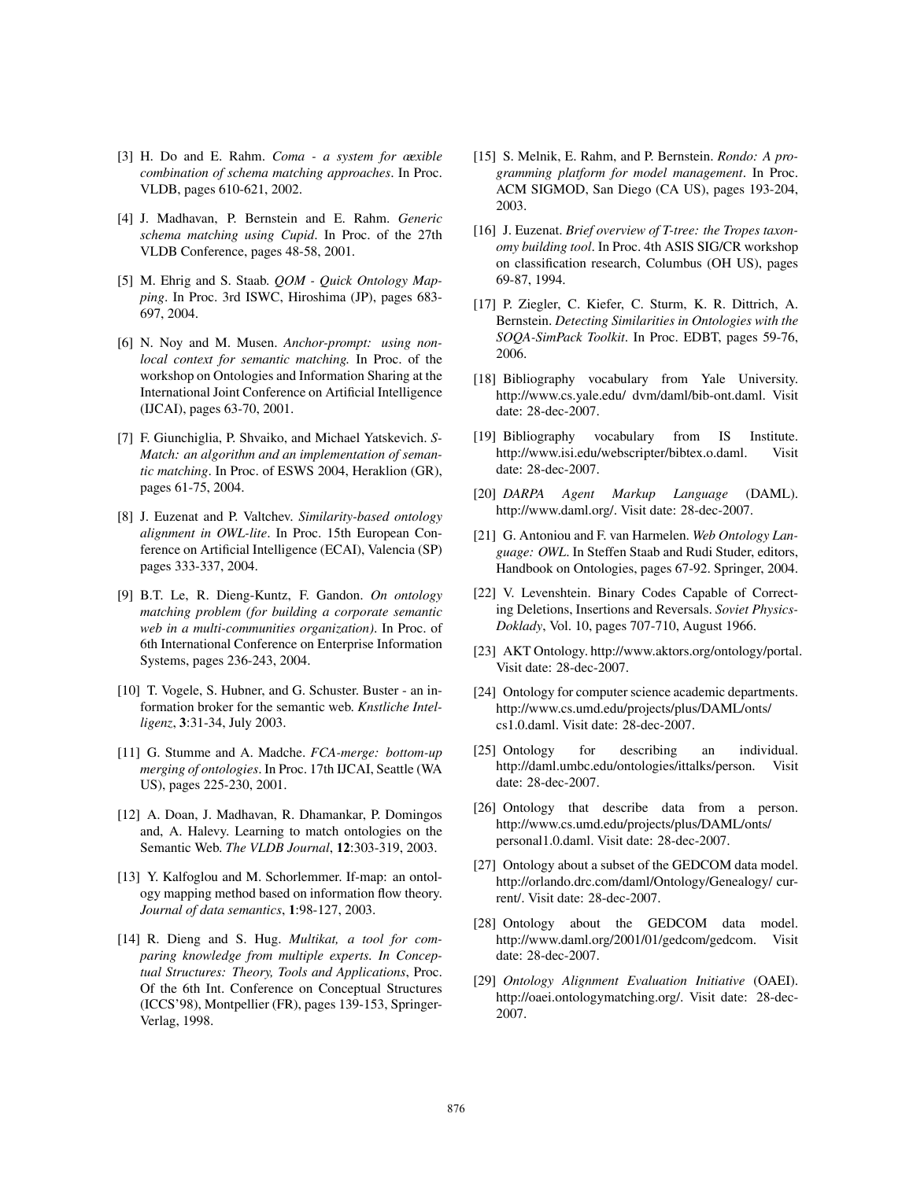[3] H. Do and E. Rahm. *Coma - a system for æxible combination of schema matching approaches*. In Proc. VLDB, pages 610-621, 2002.

[4] J. Madhavan, P. Bernstein and E. Rahm. *Generic schema matching using Cupid*. In Proc. of the 27th VLDB Conference, pages 48-58, 2001.

[5] M. Ehrig and S. Staab. *QOM - Quick Ontology Mapping*. In Proc. 3rd ISWC, Hiroshima (JP), pages 683-697, 2004.

[6] N. Noy and M. Musen. *Anchor-prompt: using non-local context for semantic matching.* In Proc. of the workshop on Ontologies and Information Sharing at the International Joint Conference on Artificial Intelligence (IJCAI), pages 63-70, 2001.

[7] F. Giunchiglia, P. Shvaiko, and Michael Yatskevich. *S-Match: an algorithm and an implementation of semantic matching*. In Proc. of ESWS 2004, Heraklion (GR), pages 61-75, 2004.

[8] J. Euzenat and P. Valtchev. *Similarity-based ontology alignment in OWL-lite*. In Proc. 15th European Conference on Artificial Intelligence (ECAI), Valencia (SP) pages 333-337, 2004.

[9] B.T. Le, R. Dieng-Kuntz, F. Gandon. *On ontology matching problem (for building a corporate semantic web in a multi-communities organization)*. In Proc. of 6th International Conference on Enterprise Information Systems, pages 236-243, 2004.

[10] T. Vogele, S. Hubner, and G. Schuster. Buster - an information broker for the semantic web. *Knstliche Intelligenz*, **3**:31-34, July 2003.

[11] G. Stumme and A. Madche. *FCA-merge: bottom-up merging of ontologies*. In Proc. 17th IJCAI, Seattle (WA US), pages 225-230, 2001.

[12] A. Doan, J. Madhavan, R. Dhamankar, P. Domingos and, A. Halevy. Learning to match ontologies on the Semantic Web. *The VLDB Journal*, **12**:303-319, 2003.

[13] Y. Kalfoglou and M. Schorlemmer. If-map: an ontology mapping method based on information flow theory. *Journal of data semantics*, **1**:98-127, 2003.

[14] R. Dieng and S. Hug. *Multikat, a tool for comparing knowledge from multiple experts. In Conceptual Structures: Theory, Tools and Applications*, Proc. Of the 6th Int. Conference on Conceptual Structures (ICCS'98), Montpellier (FR), pages 139-153, Springer-Verlag, 1998.

[15] S. Melnik, E. Rahm, and P. Bernstein. *Rondo: A programming platform for model management*. In Proc. ACM SIGMOD, San Diego (CA US), pages 193-204, 2003.

[16] J. Euzenat. *Brief overview of T-tree: the Tropes taxonomy building tool*. In Proc. 4th ASIS SIG/CR workshop on classification research, Columbus (OH US), pages 69-87, 1994.

[17] P. Ziegler, C. Kiefer, C. Sturm, K. R. Dittrich, A. Bernstein. *Detecting Similarities in Ontologies with the SOQA-SimPack Toolkit*. In Proc. EDBT, pages 59-76, 2006.

[18] Bibliography vocabulary from Yale University. http://www.cs.yale.edu/ dvm/daml/bib-ont.daml. Visit date: 28-dec-2007.

[19] Bibliography vocabulary from IS Institute. http://www.isi.edu/webscripter/bibtex.o.daml. Visit date: 28-dec-2007.

[20] *DARPA Agent Markup Language* (DAML). http://www.daml.org/. Visit date: 28-dec-2007.

[21] G. Antoniou and F. van Harmelen. *Web Ontology Language: OWL*. In Steffen Staab and Rudi Studer, editors, Handbook on Ontologies, pages 67-92. Springer, 2004.

[22] V. Levenshtein. Binary Codes Capable of Correcting Deletions, Insertions and Reversals. *Soviet Physics-Doklady*, Vol. 10, pages 707-710, August 1966.

[23] AKT Ontology. http://www.aktors.org/ontology/portal. Visit date: 28-dec-2007.

[24] Ontology for computer science academic departments. http://www.cs.umd.edu/projects/plus/DAML/onts/ cs1.0.daml. Visit date: 28-dec-2007.

[25] Ontology for describing an individual. http://daml.umbc.edu/ontologies/ittalks/person. Visit date: 28-dec-2007.

[26] Ontology that describe data from a person. http://www.cs.umd.edu/projects/plus/DAML/onts/ personal1.0.daml. Visit date: 28-dec-2007.

[27] Ontology about a subset of the GEDCOM data model. http://orlando.drc.com/daml/Ontology/Genealogy/ current/. Visit date: 28-dec-2007.

[28] Ontology about the GEDCOM data model. http://www.daml.org/2001/01/gedcom/gedcom. Visit date: 28-dec-2007.

[29] *Ontology Alignment Evaluation Initiative* (OAEI). http://oaei.ontologymatching.org/. Visit date: 28-dec-2007.